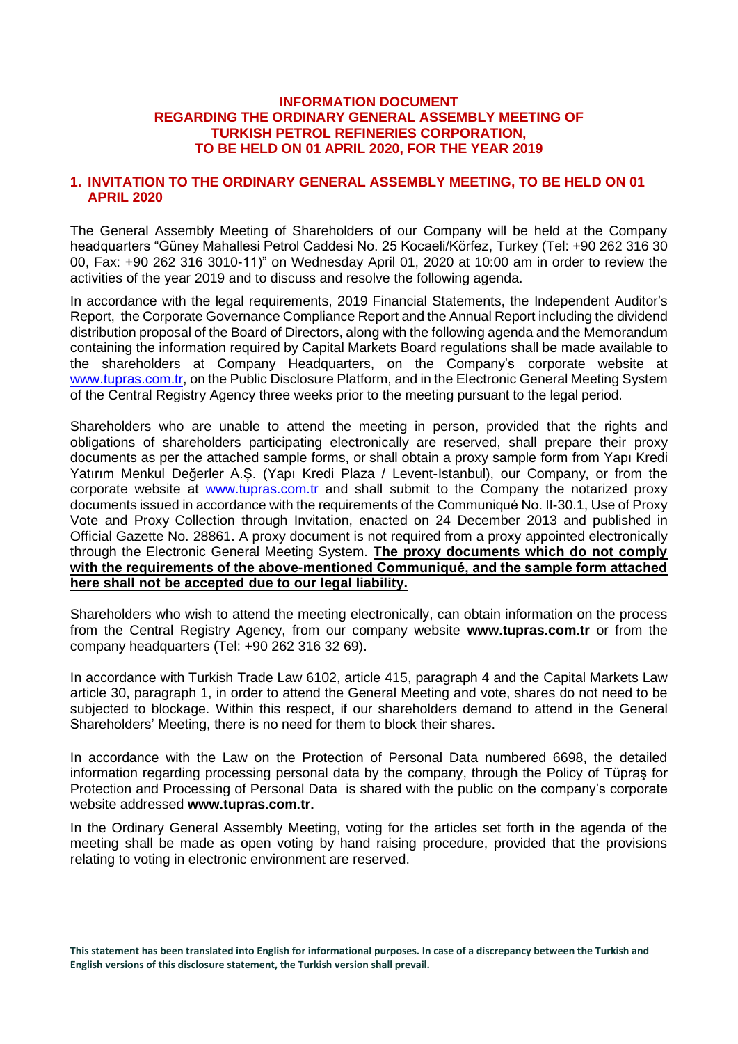# INFORMATION DOCUMENT
# REGARDING THE ORDINARY GENERAL ASSEMBLY MEETING OF TURKISH PETROL REFINERIES CORPORATION, TO BE HELD ON 01 APRIL 2020, FOR THE YEAR 2019

## 1. INVITATION TO THE ORDINARY GENERAL ASSEMBLY MEETING, TO BE HELD ON 01 APRIL 2020

The General Assembly Meeting of Shareholders of our Company will be held at the Company headquarters "Güney Mahallesi Petrol Caddesi No. 25 Kocaeli/Körfez, Turkey (Tel: +90 262 316 30 00, Fax: +90 262 316 3010-11)" on Wednesday April 01, 2020 at 10:00 am in order to review the activities of the year 2019 and to discuss and resolve the following agenda.

In accordance with the legal requirements, 2019 Financial Statements, the Independent Auditor's Report, the Corporate Governance Compliance Report and the Annual Report including the dividend distribution proposal of the Board of Directors, along with the following agenda and the Memorandum containing the information required by Capital Markets Board regulations shall be made available to the shareholders at Company Headquarters, on the Company's corporate website at www.tupras.com.tr, on the Public Disclosure Platform, and in the Electronic General Meeting System of the Central Registry Agency three weeks prior to the meeting pursuant to the legal period.

Shareholders who are unable to attend the meeting in person, provided that the rights and obligations of shareholders participating electronically are reserved, shall prepare their proxy documents as per the attached sample forms, or shall obtain a proxy sample form from Yapı Kredi Yatırım Menkul Değerler A.Ş. (Yapı Kredi Plaza / Levent-Istanbul), our Company, or from the corporate website at www.tupras.com.tr and shall submit to the Company the notarized proxy documents issued in accordance with the requirements of the Communiqué No. II-30.1, Use of Proxy Vote and Proxy Collection through Invitation, enacted on 24 December 2013 and published in Official Gazette No. 28861. A proxy document is not required from a proxy appointed electronically through the Electronic General Meeting System. **The proxy documents which do not comply with the requirements of the above-mentioned Communiqué, and the sample form attached here shall not be accepted due to our legal liability.**

Shareholders who wish to attend the meeting electronically, can obtain information on the process from the Central Registry Agency, from our company website **www.tupras.com.tr** or from the company headquarters (Tel: +90 262 316 32 69).

In accordance with Turkish Trade Law 6102, article 415, paragraph 4 and the Capital Markets Law article 30, paragraph 1, in order to attend the General Meeting and vote, shares do not need to be subjected to blockage. Within this respect, if our shareholders demand to attend in the General Shareholders' Meeting, there is no need for them to block their shares.

In accordance with the Law on the Protection of Personal Data numbered 6698, the detailed information regarding processing personal data by the company, through the Policy of Tüpraş for Protection and Processing of Personal Data is shared with the public on the company's corporate website addressed **www.tupras.com.tr.**

In the Ordinary General Assembly Meeting, voting for the articles set forth in the agenda of the meeting shall be made as open voting by hand raising procedure, provided that the provisions relating to voting in electronic environment are reserved.

**This statement has been translated into English for informational purposes. In case of a discrepancy between the Turkish and English versions of this disclosure statement, the Turkish version shall prevail.**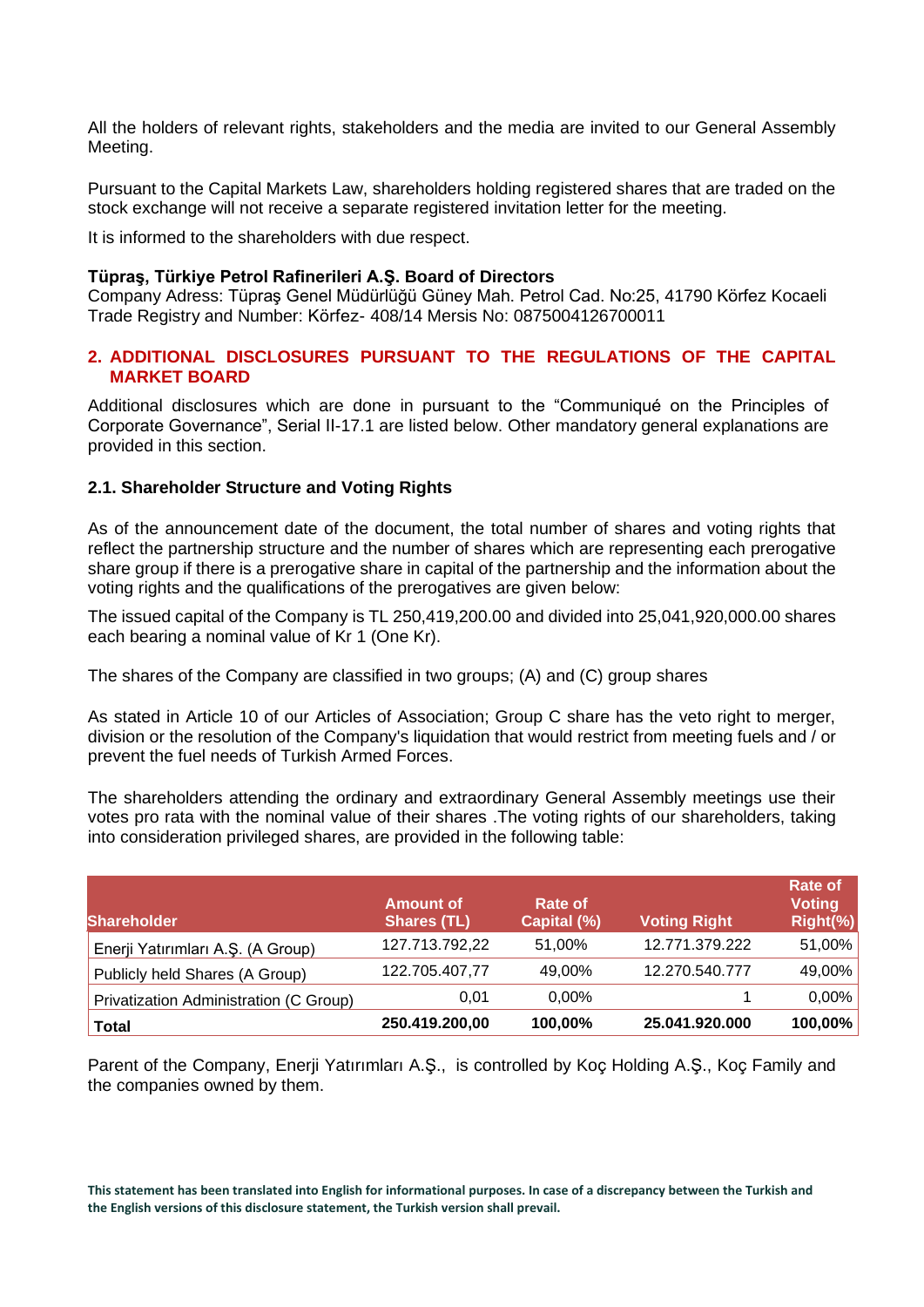All the holders of relevant rights, stakeholders and the media are invited to our General Assembly Meeting.

Pursuant to the Capital Markets Law, shareholders holding registered shares that are traded on the stock exchange will not receive a separate registered invitation letter for the meeting.

It is informed to the shareholders with due respect.

**Tüpraş, Türkiye Petrol Rafinerileri A.Ş. Board of Directors**
Company Adress: Tüpraş Genel Müdürlüğü Güney Mah. Petrol Cad. No:25, 41790 Körfez Kocaeli
Trade Registry and Number: Körfez- 408/14 Mersis No: 0875004126700011

## 2. ADDITIONAL DISCLOSURES PURSUANT TO THE REGULATIONS OF THE CAPITAL MARKET BOARD

Additional disclosures which are done in pursuant to the "Communiqué on the Principles of Corporate Governance", Serial II-17.1 are listed below. Other mandatory general explanations are provided in this section.

### 2.1. Shareholder Structure and Voting Rights

As of the announcement date of the document, the total number of shares and voting rights that reflect the partnership structure and the number of shares which are representing each prerogative share group if there is a prerogative share in capital of the partnership and the information about the voting rights and the qualifications of the prerogatives are given below:

The issued capital of the Company is TL 250,419,200.00 and divided into 25,041,920,000.00 shares each bearing a nominal value of Kr 1 (One Kr).

The shares of the Company are classified in two groups; (A) and (C) group shares

As stated in Article 10 of our Articles of Association; Group C share has the veto right to merger, division or the resolution of the Company's liquidation that would restrict from meeting fuels and / or prevent the fuel needs of Turkish Armed Forces.

The shareholders attending the ordinary and extraordinary General Assembly meetings use their votes pro rata with the nominal value of their shares .The voting rights of our shareholders, taking into consideration privileged shares, are provided in the following table:

| Shareholder | Amount of Shares (TL) | Rate of Capital (%) | Voting Right | Rate of Voting Right(%) |
|---|---|---|---|---|
| Enerji Yatırımları A.Ş. (A Group) | 127.713.792,22 | 51,00% | 12.771.379.222 | 51,00% |
| Publicly held Shares (A Group) | 122.705.407,77 | 49,00% | 12.270.540.777 | 49,00% |
| Privatization Administration (C Group) | 0,01 | 0,00% | 1 | 0,00% |
| **Total** | **250.419.200,00** | **100,00%** | **25.041.920.000** | **100,00%** |

Parent of the Company, Enerji Yatırımları A.Ş., is controlled by Koç Holding A.Ş., Koç Family and the companies owned by them.

**This statement has been translated into English for informational purposes. In case of a discrepancy between the Turkish and the English versions of this disclosure statement, the Turkish version shall prevail.**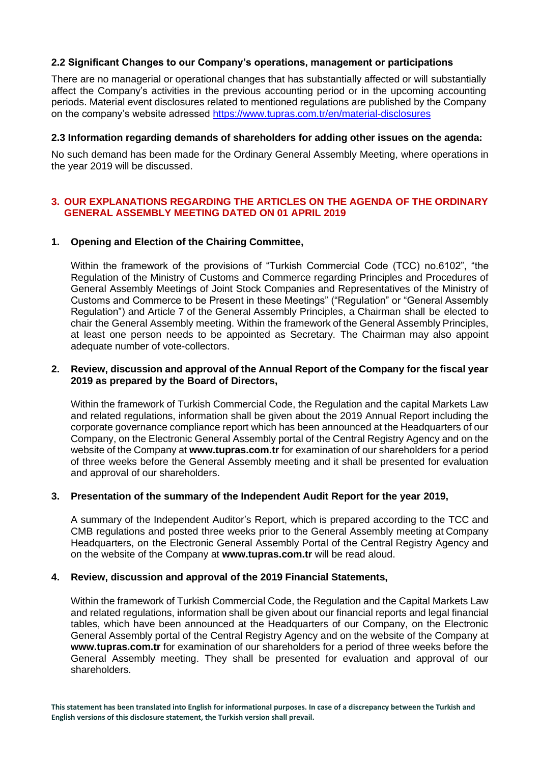### 2.2 Significant Changes to our Company's operations, management or participations

There are no managerial or operational changes that has substantially affected or will substantially affect the Company's activities in the previous accounting period or in the upcoming accounting periods. Material event disclosures related to mentioned regulations are published by the Company on the company's website adressed https://www.tupras.com.tr/en/material-disclosures

### 2.3 Information regarding demands of shareholders for adding other issues on the agenda:

No such demand has been made for the Ordinary General Assembly Meeting, where operations in the year 2019 will be discussed.

## 3. OUR EXPLANATIONS REGARDING THE ARTICLES ON THE AGENDA OF THE ORDINARY GENERAL ASSEMBLY MEETING DATED ON 01 APRIL 2019

**1. Opening and Election of the Chairing Committee,**

Within the framework of the provisions of "Turkish Commercial Code (TCC) no.6102", "the Regulation of the Ministry of Customs and Commerce regarding Principles and Procedures of General Assembly Meetings of Joint Stock Companies and Representatives of the Ministry of Customs and Commerce to be Present in these Meetings" ("Regulation" or "General Assembly Regulation") and Article 7 of the General Assembly Principles, a Chairman shall be elected to chair the General Assembly meeting. Within the framework of the General Assembly Principles, at least one person needs to be appointed as Secretary. The Chairman may also appoint adequate number of vote-collectors.

**2. Review, discussion and approval of the Annual Report of the Company for the fiscal year 2019 as prepared by the Board of Directors,**

Within the framework of Turkish Commercial Code, the Regulation and the capital Markets Law and related regulations, information shall be given about the 2019 Annual Report including the corporate governance compliance report which has been announced at the Headquarters of our Company, on the Electronic General Assembly portal of the Central Registry Agency and on the website of the Company at **www.tupras.com.tr** for examination of our shareholders for a period of three weeks before the General Assembly meeting and it shall be presented for evaluation and approval of our shareholders.

**3. Presentation of the summary of the Independent Audit Report for the year 2019,**

A summary of the Independent Auditor's Report, which is prepared according to the TCC and CMB regulations and posted three weeks prior to the General Assembly meeting at Company Headquarters, on the Electronic General Assembly Portal of the Central Registry Agency and on the website of the Company at **www.tupras.com.tr** will be read aloud.

**4. Review, discussion and approval of the 2019 Financial Statements,**

Within the framework of Turkish Commercial Code, the Regulation and the Capital Markets Law and related regulations, information shall be given about our financial reports and legal financial tables, which have been announced at the Headquarters of our Company, on the Electronic General Assembly portal of the Central Registry Agency and on the website of the Company at **www.tupras.com.tr** for examination of our shareholders for a period of three weeks before the General Assembly meeting. They shall be presented for evaluation and approval of our shareholders.

**This statement has been translated into English for informational purposes. In case of a discrepancy between the Turkish and English versions of this disclosure statement, the Turkish version shall prevail.**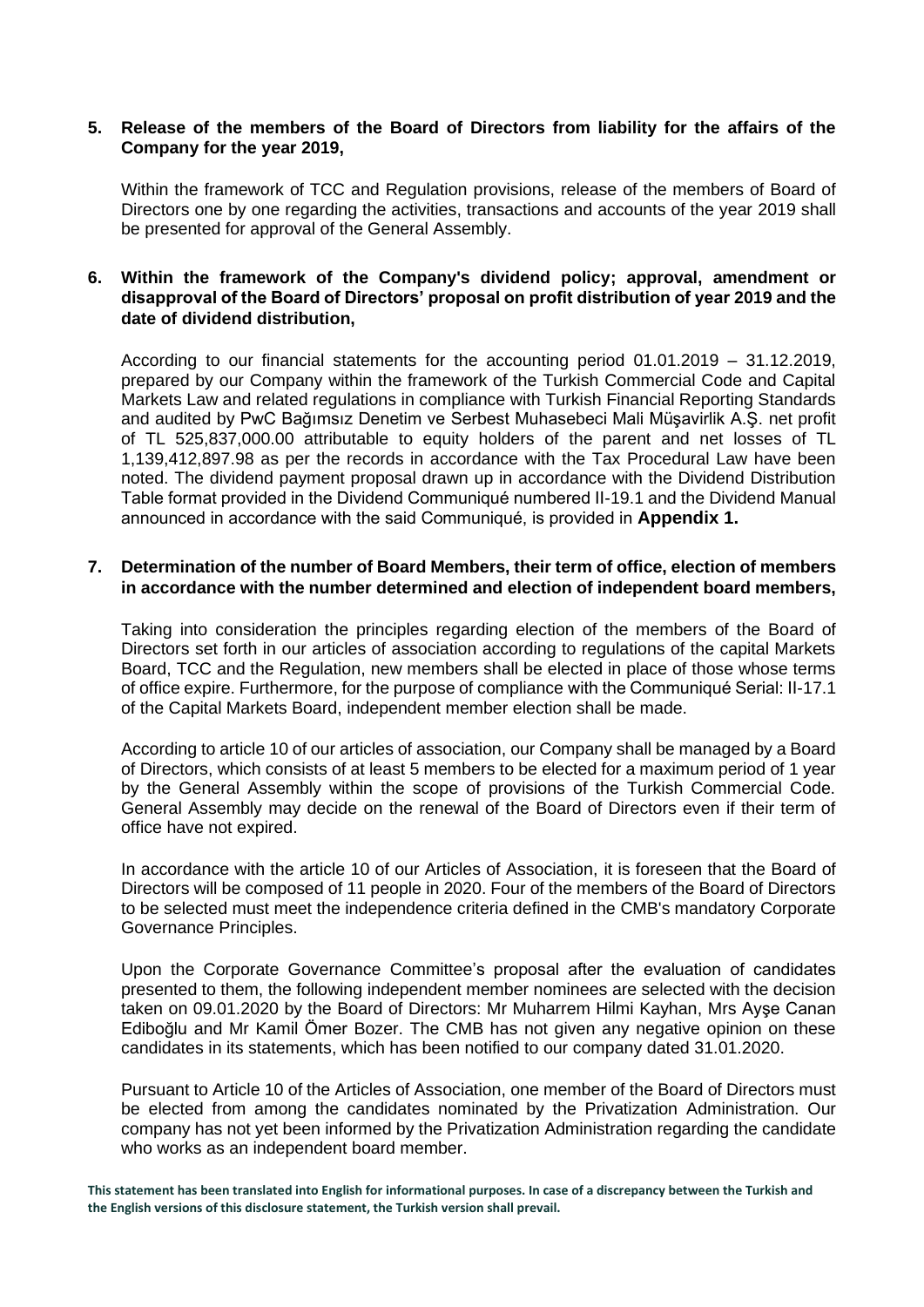**5. Release of the members of the Board of Directors from liability for the affairs of the Company for the year 2019,**

Within the framework of TCC and Regulation provisions, release of the members of Board of Directors one by one regarding the activities, transactions and accounts of the year 2019 shall be presented for approval of the General Assembly.

**6. Within the framework of the Company's dividend policy; approval, amendment or disapproval of the Board of Directors' proposal on profit distribution of year 2019 and the date of dividend distribution,**

According to our financial statements for the accounting period 01.01.2019 – 31.12.2019, prepared by our Company within the framework of the Turkish Commercial Code and Capital Markets Law and related regulations in compliance with Turkish Financial Reporting Standards and audited by PwC Bağımsız Denetim ve Serbest Muhasebeci Mali Müşavirlik A.Ş. net profit of TL 525,837,000.00 attributable to equity holders of the parent and net losses of TL 1,139,412,897.98 as per the records in accordance with the Tax Procedural Law have been noted. The dividend payment proposal drawn up in accordance with the Dividend Distribution Table format provided in the Dividend Communiqué numbered II-19.1 and the Dividend Manual announced in accordance with the said Communiqué, is provided in **Appendix 1.**

**7. Determination of the number of Board Members, their term of office, election of members in accordance with the number determined and election of independent board members,**

Taking into consideration the principles regarding election of the members of the Board of Directors set forth in our articles of association according to regulations of the capital Markets Board, TCC and the Regulation, new members shall be elected in place of those whose terms of office expire. Furthermore, for the purpose of compliance with the Communiqué Serial: II-17.1 of the Capital Markets Board, independent member election shall be made.

According to article 10 of our articles of association, our Company shall be managed by a Board of Directors, which consists of at least 5 members to be elected for a maximum period of 1 year by the General Assembly within the scope of provisions of the Turkish Commercial Code. General Assembly may decide on the renewal of the Board of Directors even if their term of office have not expired.

In accordance with the article 10 of our Articles of Association, it is foreseen that the Board of Directors will be composed of 11 people in 2020. Four of the members of the Board of Directors to be selected must meet the independence criteria defined in the CMB's mandatory Corporate Governance Principles.

Upon the Corporate Governance Committee's proposal after the evaluation of candidates presented to them, the following independent member nominees are selected with the decision taken on 09.01.2020 by the Board of Directors: Mr Muharrem Hilmi Kayhan, Mrs Ayşe Canan Ediboğlu and Mr Kamil Ömer Bozer. The CMB has not given any negative opinion on these candidates in its statements, which has been notified to our company dated 31.01.2020.

Pursuant to Article 10 of the Articles of Association, one member of the Board of Directors must be elected from among the candidates nominated by the Privatization Administration. Our company has not yet been informed by the Privatization Administration regarding the candidate who works as an independent board member.

**This statement has been translated into English for informational purposes. In case of a discrepancy between the Turkish and the English versions of this disclosure statement, the Turkish version shall prevail.**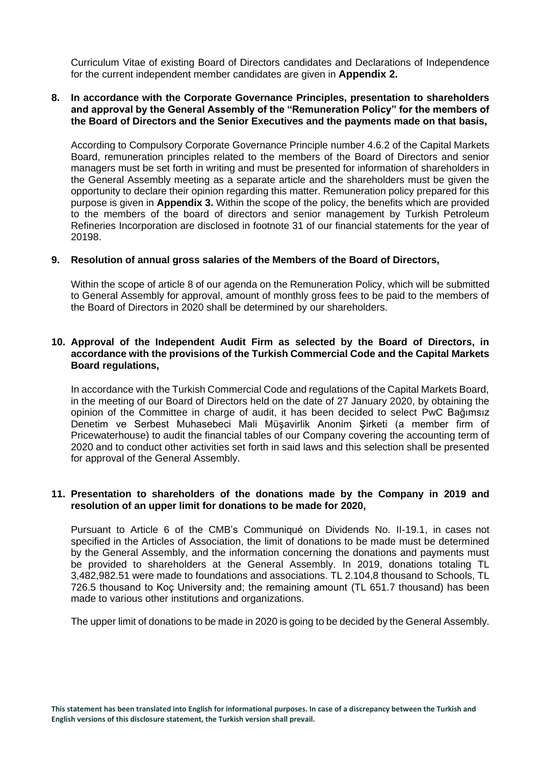Curriculum Vitae of existing Board of Directors candidates and Declarations of Independence for the current independent member candidates are given in **Appendix 2.**

**8. In accordance with the Corporate Governance Principles, presentation to shareholders and approval by the General Assembly of the "Remuneration Policy" for the members of the Board of Directors and the Senior Executives and the payments made on that basis,**

According to Compulsory Corporate Governance Principle number 4.6.2 of the Capital Markets Board, remuneration principles related to the members of the Board of Directors and senior managers must be set forth in writing and must be presented for information of shareholders in the General Assembly meeting as a separate article and the shareholders must be given the opportunity to declare their opinion regarding this matter. Remuneration policy prepared for this purpose is given in **Appendix 3.** Within the scope of the policy, the benefits which are provided to the members of the board of directors and senior management by Turkish Petroleum Refineries Incorporation are disclosed in footnote 31 of our financial statements for the year of 20198.

**9. Resolution of annual gross salaries of the Members of the Board of Directors,**

Within the scope of article 8 of our agenda on the Remuneration Policy, which will be submitted to General Assembly for approval, amount of monthly gross fees to be paid to the members of the Board of Directors in 2020 shall be determined by our shareholders.

**10. Approval of the Independent Audit Firm as selected by the Board of Directors, in accordance with the provisions of the Turkish Commercial Code and the Capital Markets Board regulations,**

In accordance with the Turkish Commercial Code and regulations of the Capital Markets Board, in the meeting of our Board of Directors held on the date of 27 January 2020, by obtaining the opinion of the Committee in charge of audit, it has been decided to select PwC Bağımsız Denetim ve Serbest Muhasebeci Mali Müşavirlik Anonim Şirketi (a member firm of Pricewaterhouse) to audit the financial tables of our Company covering the accounting term of 2020 and to conduct other activities set forth in said laws and this selection shall be presented for approval of the General Assembly.

**11. Presentation to shareholders of the donations made by the Company in 2019 and resolution of an upper limit for donations to be made for 2020,**

Pursuant to Article 6 of the CMB's Communiqué on Dividends No. II-19.1, in cases not specified in the Articles of Association, the limit of donations to be made must be determined by the General Assembly, and the information concerning the donations and payments must be provided to shareholders at the General Assembly. In 2019, donations totaling TL 3,482,982.51 were made to foundations and associations. TL 2.104,8 thousand to Schools, TL 726.5 thousand to Koç University and; the remaining amount (TL 651.7 thousand) has been made to various other institutions and organizations.

The upper limit of donations to be made in 2020 is going to be decided by the General Assembly.

**This statement has been translated into English for informational purposes. In case of a discrepancy between the Turkish and English versions of this disclosure statement, the Turkish version shall prevail.**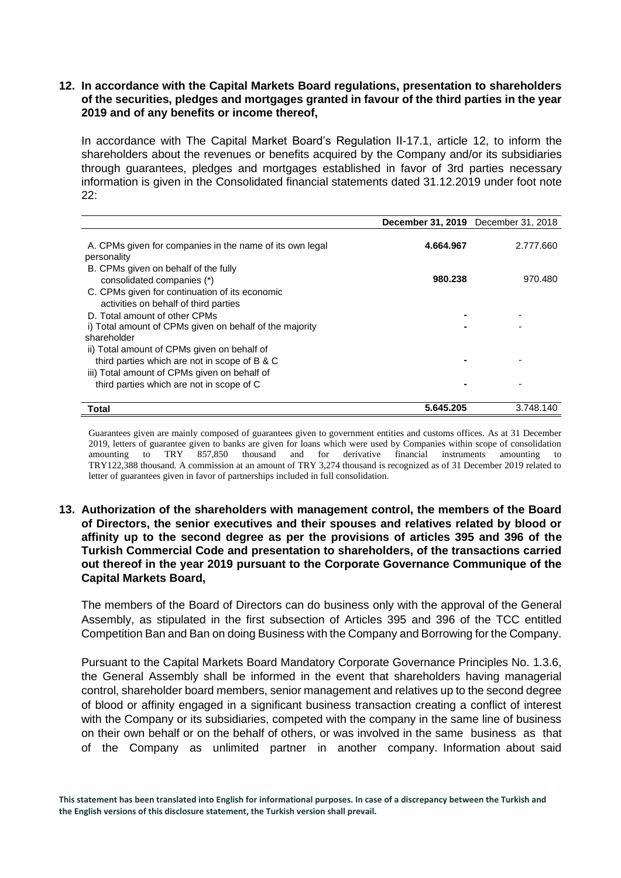**12. In accordance with the Capital Markets Board regulations, presentation to shareholders of the securities, pledges and mortgages granted in favour of the third parties in the year 2019 and of any benefits or income thereof,**

In accordance with The Capital Market Board's Regulation II-17.1, article 12, to inform the shareholders about the revenues or benefits acquired by the Company and/or its subsidiaries through guarantees, pledges and mortgages established in favor of 3rd parties necessary information is given in the Consolidated financial statements dated 31.12.2019 under foot note 22:

| | **December 31, 2019** | December 31, 2018 |
|---|---|---|
| A. CPMs given for companies in the name of its own legal personality | **4.664.967** | 2.777.660 |
| B. CPMs given on behalf of the fully consolidated companies (*) | **980.238** | 970.480 |
| C. CPMs given for continuation of its economic activities on behalf of third parties | | |
| D. Total amount of other CPMs | **-** | - |
| i) Total amount of CPMs given on behalf of the majority shareholder | **-** | - |
| ii) Total amount of CPMs given on behalf of third parties which are not in scope of B & C | **-** | - |
| iii) Total amount of CPMs given on behalf of third parties which are not in scope of C | **-** | - |
| **Total** | **5.645.205** | 3.748.140 |

Guarantees given are mainly composed of guarantees given to government entities and customs offices. As at 31 December 2019, letters of guarantee given to banks are given for loans which were used by Companies within scope of consolidation amounting to TRY 857,850 thousand and for derivative financial instruments amounting to TRY122,388 thousand. A commission at an amount of TRY 3,274 thousand is recognized as of 31 December 2019 related to letter of guarantees given in favor of partnerships included in full consolidation.

**13. Authorization of the shareholders with management control, the members of the Board of Directors, the senior executives and their spouses and relatives related by blood or affinity up to the second degree as per the provisions of articles 395 and 396 of the Turkish Commercial Code and presentation to shareholders, of the transactions carried out thereof in the year 2019 pursuant to the Corporate Governance Communique of the Capital Markets Board,**

The members of the Board of Directors can do business only with the approval of the General Assembly, as stipulated in the first subsection of Articles 395 and 396 of the TCC entitled Competition Ban and Ban on doing Business with the Company and Borrowing for the Company.

Pursuant to the Capital Markets Board Mandatory Corporate Governance Principles No. 1.3.6, the General Assembly shall be informed in the event that shareholders having managerial control, shareholder board members, senior management and relatives up to the second degree of blood or affinity engaged in a significant business transaction creating a conflict of interest with the Company or its subsidiaries, competed with the company in the same line of business on their own behalf or on the behalf of others, or was involved in the same business as that of the Company as unlimited partner in another company. Information about said

**This statement has been translated into English for informational purposes. In case of a discrepancy between the Turkish and the English versions of this disclosure statement, the Turkish version shall prevail.**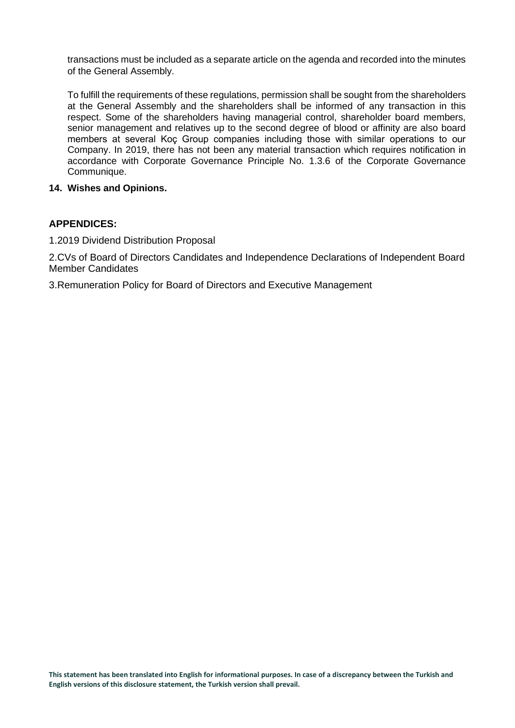transactions must be included as a separate article on the agenda and recorded into the minutes of the General Assembly.

To fulfill the requirements of these regulations, permission shall be sought from the shareholders at the General Assembly and the shareholders shall be informed of any transaction in this respect. Some of the shareholders having managerial control, shareholder board members, senior management and relatives up to the second degree of blood or affinity are also board members at several Koç Group companies including those with similar operations to our Company. In 2019, there has not been any material transaction which requires notification in accordance with Corporate Governance Principle No. 1.3.6 of the Corporate Governance Communique.

**14. Wishes and Opinions.**

**APPENDICES:**

1.2019 Dividend Distribution Proposal

2.CVs of Board of Directors Candidates and Independence Declarations of Independent Board Member Candidates

3.Remuneration Policy for Board of Directors and Executive Management

**This statement has been translated into English for informational purposes. In case of a discrepancy between the Turkish and English versions of this disclosure statement, the Turkish version shall prevail.**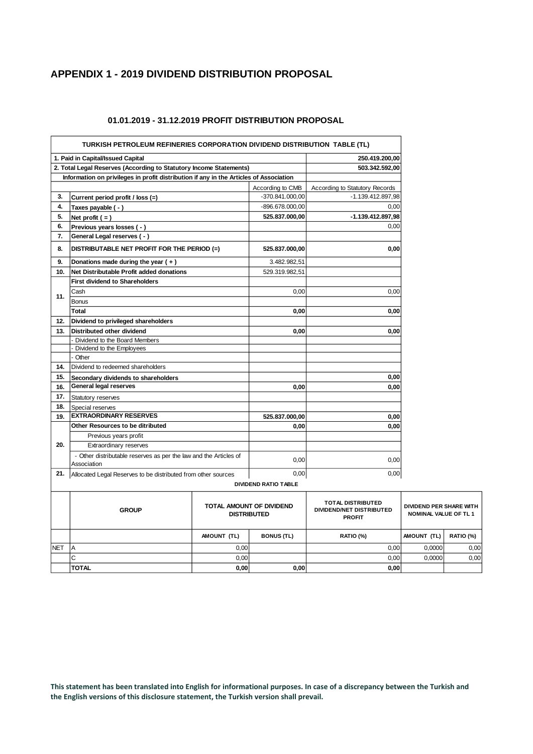## APPENDIX 1 - 2019 DIVIDEND DISTRIBUTION PROPOSAL

### 01.01.2019 - 31.12.2019 PROFIT DISTRIBUTION PROPOSAL

| TURKISH PETROLEUM REFINERIES CORPORATION DIVIDEND DISTRIBUTION TABLE (TL) | | | |
|---|---|---|---|
| **1. Paid in Capital/Issued Capital** | | | **250.419.200,00** |
| **2. Total Legal Reserves (According to Statutory Income Statements)** | | | **503.342.592,00** |
| **Information on privileges in profit distribution if any in the Articles of Association** | | | |
| | | According to CMB | According to Statutory Records |
| **3.** | **Current period profit / loss (=)** | -370.841.000,00 | -1.139.412.897,98 |
| **4.** | **Taxes payable ( - )** | -896.678.000,00 | 0,00 |
| **5.** | **Net profit ( = )** | **525.837.000,00** | **-1.139.412.897,98** |
| **6.** | **Previous years losses ( - )** | | 0,00 |
| **7.** | **General Legal reserves ( - )** | | |
| **8.** | **DISTRIBUTABLE NET PROFIT FOR THE PERIOD (=)** | **525.837.000,00** | **0,00** |
| **9.** | **Donations made during the year ( + )** | 3.482.982,51 | |
| **10.** | **Net Distributable Profit added donations** | 529.319.982,51 | |
| **11.** | **First dividend to Shareholders** | | |
| | Cash | 0,00 | 0,00 |
| | Bonus | | |
| | **Total** | **0,00** | **0,00** |
| **12.** | **Dividend to privileged shareholders** | | |
| **13.** | **Distributed other dividend** | **0,00** | **0,00** |
| | - Dividend to the Board Members | | |
| | - Dividend to the Employees | | |
| | - Other | | |
| **14.** | Dividend to redeemed shareholders | | |
| **15.** | **Secondary dividends to shareholders** | | **0,00** |
| **16.** | **General legal reserves** | **0,00** | **0,00** |
| **17.** | Statutory reserves | | |
| **18.** | Special reserves | | |
| **19.** | **EXTRAORDINARY RESERVES** | **525.837.000,00** | **0,00** |
| **20.** | **Other Resources to be ditributed** | **0,00** | **0,00** |
| | Previous years profit | | |
| | Extraordinary reserves | | |
| | - Other distributable reserves as per the law and the Articles of Association | 0,00 | 0,00 |
| **21.** | Allocated Legal Reserves to be distributed from other sources | 0,00 | 0,00 |

**DIVIDEND RATIO TABLE**

| | GROUP | TOTAL AMOUNT OF DIVIDEND DISTRIBUTED | | TOTAL DISTRIBUTED DIVIDEND/NET DISTRIBUTED PROFIT | DIVIDEND PER SHARE WITH NOMINAL VALUE OF TL 1 | |
|---|---|---|---|---|---|---|
| | | AMOUNT (TL) | BONUS (TL) | RATIO (%) | AMOUNT (TL) | RATIO (%) |
| NET | A | 0,00 | | 0,00 | 0,0000 | 0,00 |
| | C | 0,00 | | 0,00 | 0,0000 | 0,00 |
| | **TOTAL** | **0,00** | **0,00** | **0,00** | | |

**This statement has been translated into English for informational purposes. In case of a discrepancy between the Turkish and the English versions of this disclosure statement, the Turkish version shall prevail.**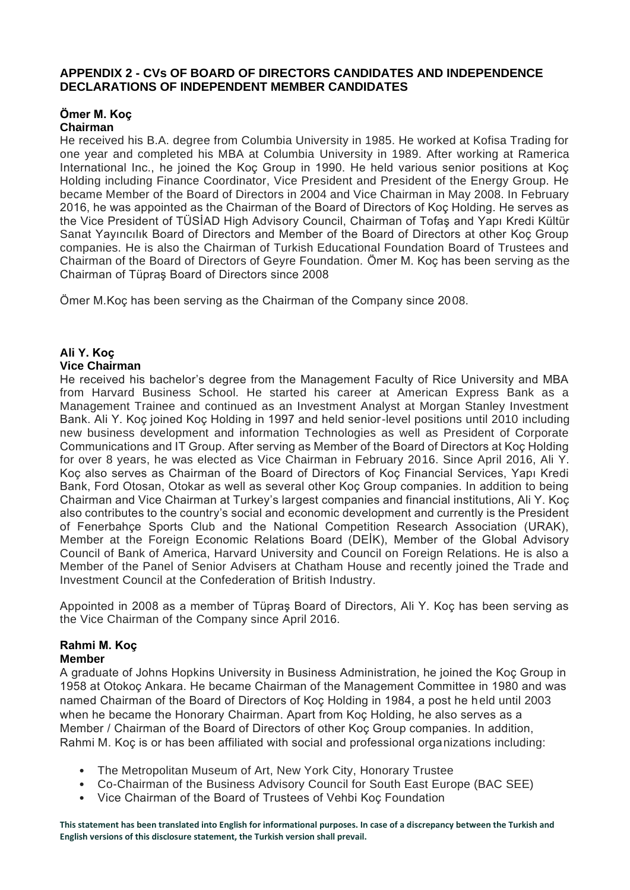## APPENDIX 2 - CVs OF BOARD OF DIRECTORS CANDIDATES AND INDEPENDENCE DECLARATIONS OF INDEPENDENT MEMBER CANDIDATES

**Ömer M. Koç**
**Chairman**

He received his B.A. degree from Columbia University in 1985. He worked at Kofisa Trading for one year and completed his MBA at Columbia University in 1989. After working at Ramerica International Inc., he joined the Koç Group in 1990. He held various senior positions at Koç Holding including Finance Coordinator, Vice President and President of the Energy Group. He became Member of the Board of Directors in 2004 and Vice Chairman in May 2008. In February 2016, he was appointed as the Chairman of the Board of Directors of Koç Holding. He serves as the Vice President of TÜSİAD High Advisory Council, Chairman of Tofaş and Yapı Kredi Kültür Sanat Yayıncılık Board of Directors and Member of the Board of Directors at other Koç Group companies. He is also the Chairman of Turkish Educational Foundation Board of Trustees and Chairman of the Board of Directors of Geyre Foundation. Ömer M. Koç has been serving as the Chairman of Tüpraş Board of Directors since 2008

Ömer M.Koç has been serving as the Chairman of the Company since 2008.

**Ali Y. Koç**
**Vice Chairman**

He received his bachelor's degree from the Management Faculty of Rice University and MBA from Harvard Business School. He started his career at American Express Bank as a Management Trainee and continued as an Investment Analyst at Morgan Stanley Investment Bank. Ali Y. Koç joined Koç Holding in 1997 and held senior-level positions until 2010 including new business development and information Technologies as well as President of Corporate Communications and IT Group. After serving as Member of the Board of Directors at Koç Holding for over 8 years, he was elected as Vice Chairman in February 2016. Since April 2016, Ali Y. Koç also serves as Chairman of the Board of Directors of Koç Financial Services, Yapı Kredi Bank, Ford Otosan, Otokar as well as several other Koç Group companies. In addition to being Chairman and Vice Chairman at Turkey's largest companies and financial institutions, Ali Y. Koç also contributes to the country's social and economic development and currently is the President of Fenerbahçe Sports Club and the National Competition Research Association (URAK), Member at the Foreign Economic Relations Board (DEİK), Member of the Global Advisory Council of Bank of America, Harvard University and Council on Foreign Relations. He is also a Member of the Panel of Senior Advisers at Chatham House and recently joined the Trade and Investment Council at the Confederation of British Industry.

Appointed in 2008 as a member of Tüpraş Board of Directors, Ali Y. Koç has been serving as the Vice Chairman of the Company since April 2016.

**Rahmi M. Koç**
**Member**

A graduate of Johns Hopkins University in Business Administration, he joined the Koç Group in 1958 at Otokoç Ankara. He became Chairman of the Management Committee in 1980 and was named Chairman of the Board of Directors of Koç Holding in 1984, a post he held until 2003 when he became the Honorary Chairman. Apart from Koç Holding, he also serves as a Member / Chairman of the Board of Directors of other Koç Group companies. In addition, Rahmi M. Koç is or has been affiliated with social and professional organizations including:

- The Metropolitan Museum of Art, New York City, Honorary Trustee
- Co-Chairman of the Business Advisory Council for South East Europe (BAC SEE)
- Vice Chairman of the Board of Trustees of Vehbi Koç Foundation

**This statement has been translated into English for informational purposes. In case of a discrepancy between the Turkish and English versions of this disclosure statement, the Turkish version shall prevail.**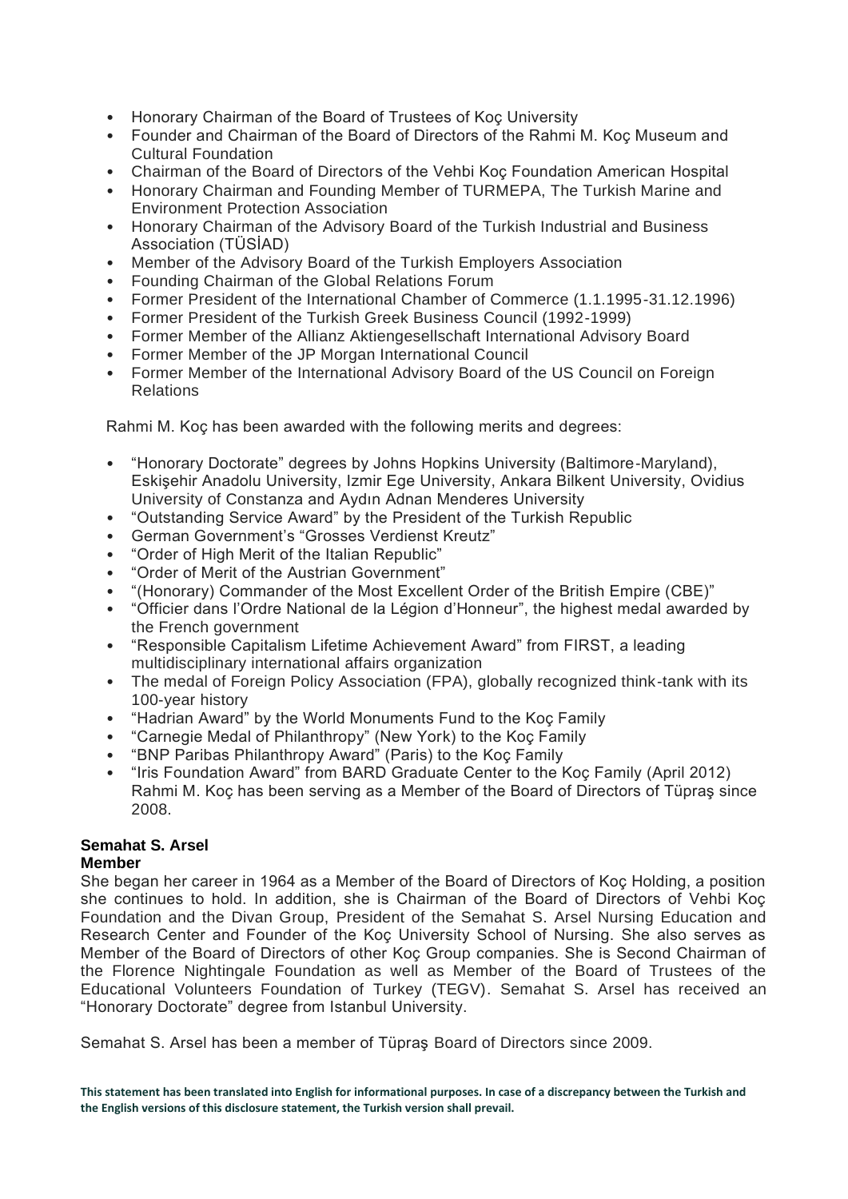- Honorary Chairman of the Board of Trustees of Koç University
- Founder and Chairman of the Board of Directors of the Rahmi M. Koç Museum and Cultural Foundation
- Chairman of the Board of Directors of the Vehbi Koç Foundation American Hospital
- Honorary Chairman and Founding Member of TURMEPA, The Turkish Marine and Environment Protection Association
- Honorary Chairman of the Advisory Board of the Turkish Industrial and Business Association (TÜSİAD)
- Member of the Advisory Board of the Turkish Employers Association
- Founding Chairman of the Global Relations Forum
- Former President of the International Chamber of Commerce (1.1.1995-31.12.1996)
- Former President of the Turkish Greek Business Council (1992-1999)
- Former Member of the Allianz Aktiengesellschaft International Advisory Board
- Former Member of the JP Morgan International Council
- Former Member of the International Advisory Board of the US Council on Foreign Relations

Rahmi M. Koç has been awarded with the following merits and degrees:

- "Honorary Doctorate" degrees by Johns Hopkins University (Baltimore-Maryland), Eskişehir Anadolu University, Izmir Ege University, Ankara Bilkent University, Ovidius University of Constanza and Aydın Adnan Menderes University
- "Outstanding Service Award" by the President of the Turkish Republic
- German Government's "Grosses Verdienst Kreutz"
- "Order of High Merit of the Italian Republic"
- "Order of Merit of the Austrian Government"
- "(Honorary) Commander of the Most Excellent Order of the British Empire (CBE)"
- "Officier dans l'Ordre National de la Légion d'Honneur", the highest medal awarded by the French government
- "Responsible Capitalism Lifetime Achievement Award" from FIRST, a leading multidisciplinary international affairs organization
- The medal of Foreign Policy Association (FPA), globally recognized think-tank with its 100-year history
- "Hadrian Award" by the World Monuments Fund to the Koç Family
- "Carnegie Medal of Philanthropy" (New York) to the Koç Family
- "BNP Paribas Philanthropy Award" (Paris) to the Koç Family
- "Iris Foundation Award" from BARD Graduate Center to the Koç Family (April 2012)
  Rahmi M. Koç has been serving as a Member of the Board of Directors of Tüpraş since 2008.

**Semahat S. Arsel**
**Member**

She began her career in 1964 as a Member of the Board of Directors of Koç Holding, a position she continues to hold. In addition, she is Chairman of the Board of Directors of Vehbi Koç Foundation and the Divan Group, President of the Semahat S. Arsel Nursing Education and Research Center and Founder of the Koç University School of Nursing. She also serves as Member of the Board of Directors of other Koç Group companies. She is Second Chairman of the Florence Nightingale Foundation as well as Member of the Board of Trustees of the Educational Volunteers Foundation of Turkey (TEGV). Semahat S. Arsel has received an "Honorary Doctorate" degree from Istanbul University.

Semahat S. Arsel has been a member of Tüpraş Board of Directors since 2009.

**This statement has been translated into English for informational purposes. In case of a discrepancy between the Turkish and the English versions of this disclosure statement, the Turkish version shall prevail.**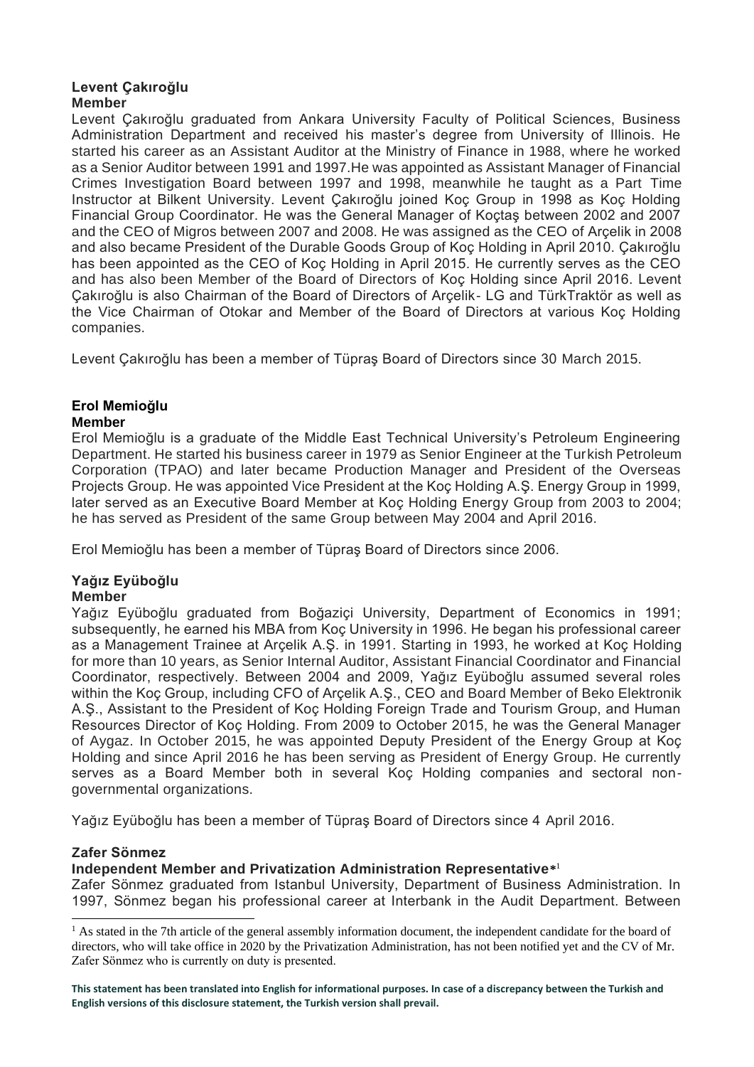**Levent Çakıroğlu**
**Member**

Levent Çakıroğlu graduated from Ankara University Faculty of Political Sciences, Business Administration Department and received his master's degree from University of Illinois. He started his career as an Assistant Auditor at the Ministry of Finance in 1988, where he worked as a Senior Auditor between 1991 and 1997.He was appointed as Assistant Manager of Financial Crimes Investigation Board between 1997 and 1998, meanwhile he taught as a Part Time Instructor at Bilkent University. Levent Çakıroğlu joined Koç Group in 1998 as Koç Holding Financial Group Coordinator. He was the General Manager of Koçtaş between 2002 and 2007 and the CEO of Migros between 2007 and 2008. He was assigned as the CEO of Arçelik in 2008 and also became President of the Durable Goods Group of Koç Holding in April 2010. Çakıroğlu has been appointed as the CEO of Koç Holding in April 2015. He currently serves as the CEO and has also been Member of the Board of Directors of Koç Holding since April 2016. Levent Çakıroğlu is also Chairman of the Board of Directors of Arçelik- LG and TürkTraktör as well as the Vice Chairman of Otokar and Member of the Board of Directors at various Koç Holding companies.

Levent Çakıroğlu has been a member of Tüpraş Board of Directors since 30 March 2015.

**Erol Memioğlu**
**Member**

Erol Memioğlu is a graduate of the Middle East Technical University's Petroleum Engineering Department. He started his business career in 1979 as Senior Engineer at the Turkish Petroleum Corporation (TPAO) and later became Production Manager and President of the Overseas Projects Group. He was appointed Vice President at the Koç Holding A.Ş. Energy Group in 1999, later served as an Executive Board Member at Koç Holding Energy Group from 2003 to 2004; he has served as President of the same Group between May 2004 and April 2016.

Erol Memioğlu has been a member of Tüpraş Board of Directors since 2006.

**Yağız Eyüboğlu**
**Member**

Yağız Eyüboğlu graduated from Boğaziçi University, Department of Economics in 1991; subsequently, he earned his MBA from Koç University in 1996. He began his professional career as a Management Trainee at Arçelik A.Ş. in 1991. Starting in 1993, he worked at Koç Holding for more than 10 years, as Senior Internal Auditor, Assistant Financial Coordinator and Financial Coordinator, respectively. Between 2004 and 2009, Yağız Eyüboğlu assumed several roles within the Koç Group, including CFO of Arçelik A.Ş., CEO and Board Member of Beko Elektronik A.Ş., Assistant to the President of Koç Holding Foreign Trade and Tourism Group, and Human Resources Director of Koç Holding. From 2009 to October 2015, he was the General Manager of Aygaz. In October 2015, he was appointed Deputy President of the Energy Group at Koç Holding and since April 2016 he has been serving as President of Energy Group. He currently serves as a Board Member both in several Koç Holding companies and sectoral non-governmental organizations.

Yağız Eyüboğlu has been a member of Tüpraş Board of Directors since 4 April 2016.

**Zafer Sönmez**
**Independent Member and Privatization Administration Representative*[1]**

Zafer Sönmez graduated from Istanbul University, Department of Business Administration. In 1997, Sönmez began his professional career at Interbank in the Audit Department. Between

[1] As stated in the 7th article of the general assembly information document, the independent candidate for the board of directors, who will take office in 2020 by the Privatization Administration, has not been notified yet and the CV of Mr. Zafer Sönmez who is currently on duty is presented.

**This statement has been translated into English for informational purposes. In case of a discrepancy between the Turkish and English versions of this disclosure statement, the Turkish version shall prevail.**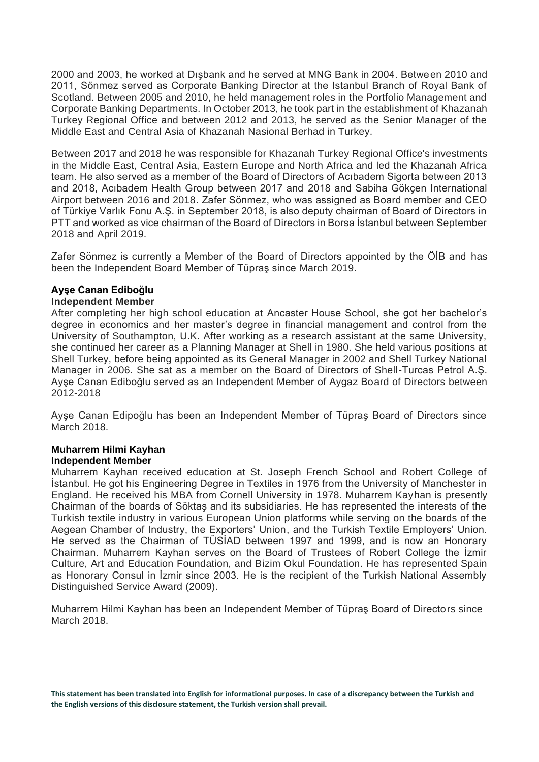2000 and 2003, he worked at Dışbank and he served at MNG Bank in 2004. Between 2010 and 2011, Sönmez served as Corporate Banking Director at the Istanbul Branch of Royal Bank of Scotland. Between 2005 and 2010, he held management roles in the Portfolio Management and Corporate Banking Departments. In October 2013, he took part in the establishment of Khazanah Turkey Regional Office and between 2012 and 2013, he served as the Senior Manager of the Middle East and Central Asia of Khazanah Nasional Berhad in Turkey.

Between 2017 and 2018 he was responsible for Khazanah Turkey Regional Office's investments in the Middle East, Central Asia, Eastern Europe and North Africa and led the Khazanah Africa team. He also served as a member of the Board of Directors of Acıbadem Sigorta between 2013 and 2018, Acıbadem Health Group between 2017 and 2018 and Sabiha Gökçen International Airport between 2016 and 2018. Zafer Sönmez, who was assigned as Board member and CEO of Türkiye Varlık Fonu A.Ş. in September 2018, is also deputy chairman of Board of Directors in PTT and worked as vice chairman of the Board of Directors in Borsa İstanbul between September 2018 and April 2019.

Zafer Sönmez is currently a Member of the Board of Directors appointed by the ÖİB and has been the Independent Board Member of Tüpraş since March 2019.

**Ayşe Canan Ediboğlu**
**Independent Member**

After completing her high school education at Ancaster House School, she got her bachelor's degree in economics and her master's degree in financial management and control from the University of Southampton, U.K. After working as a research assistant at the same University, she continued her career as a Planning Manager at Shell in 1980. She held various positions at Shell Turkey, before being appointed as its General Manager in 2002 and Shell Turkey National Manager in 2006. She sat as a member on the Board of Directors of Shell-Turcas Petrol A.Ş. Ayşe Canan Ediboğlu served as an Independent Member of Aygaz Board of Directors between 2012-2018

Ayşe Canan Edipoğlu has been an Independent Member of Tüpraş Board of Directors since March 2018.

**Muharrem Hilmi Kayhan**
**Independent Member**

Muharrem Kayhan received education at St. Joseph French School and Robert College of İstanbul. He got his Engineering Degree in Textiles in 1976 from the University of Manchester in England. He received his MBA from Cornell University in 1978. Muharrem Kayhan is presently Chairman of the boards of Söktaş and its subsidiaries. He has represented the interests of the Turkish textile industry in various European Union platforms while serving on the boards of the Aegean Chamber of Industry, the Exporters' Union, and the Turkish Textile Employers' Union. He served as the Chairman of TÜSİAD between 1997 and 1999, and is now an Honorary Chairman. Muharrem Kayhan serves on the Board of Trustees of Robert College the İzmir Culture, Art and Education Foundation, and Bizim Okul Foundation. He has represented Spain as Honorary Consul in İzmir since 2003. He is the recipient of the Turkish National Assembly Distinguished Service Award (2009).

Muharrem Hilmi Kayhan has been an Independent Member of Tüpraş Board of Directors since March 2018.

**This statement has been translated into English for informational purposes. In case of a discrepancy between the Turkish and the English versions of this disclosure statement, the Turkish version shall prevail.**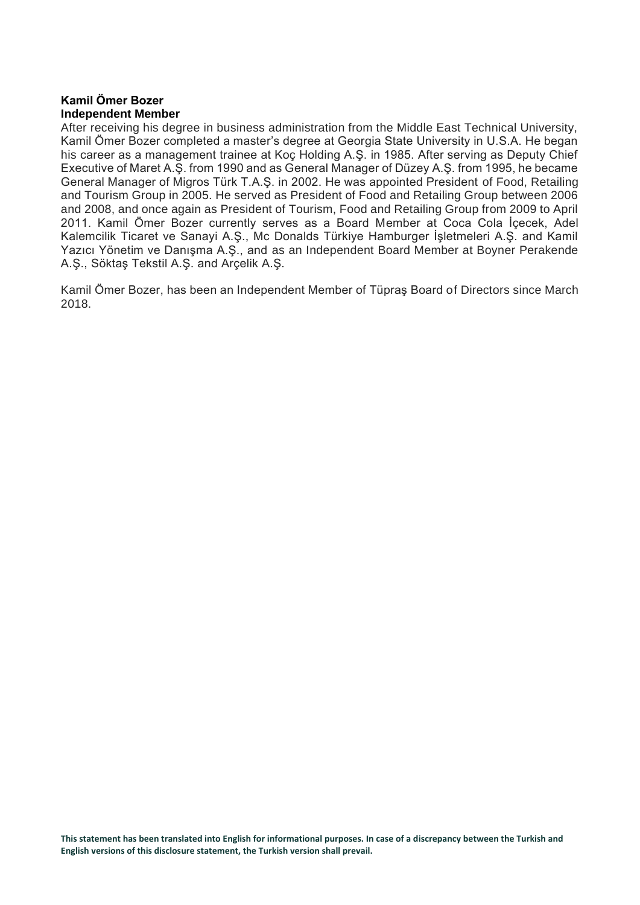**Kamil Ömer Bozer**
**Independent Member**

After receiving his degree in business administration from the Middle East Technical University, Kamil Ömer Bozer completed a master's degree at Georgia State University in U.S.A. He began his career as a management trainee at Koç Holding A.Ş. in 1985. After serving as Deputy Chief Executive of Maret A.Ş. from 1990 and as General Manager of Düzey A.Ş. from 1995, he became General Manager of Migros Türk T.A.Ş. in 2002. He was appointed President of Food, Retailing and Tourism Group in 2005. He served as President of Food and Retailing Group between 2006 and 2008, and once again as President of Tourism, Food and Retailing Group from 2009 to April 2011. Kamil Ömer Bozer currently serves as a Board Member at Coca Cola İçecek, Adel Kalemcilik Ticaret ve Sanayi A.Ş., Mc Donalds Türkiye Hamburger İşletmeleri A.Ş. and Kamil Yazıcı Yönetim ve Danışma A.Ş., and as an Independent Board Member at Boyner Perakende A.Ş., Söktaş Tekstil A.Ş. and Arçelik A.Ş.

Kamil Ömer Bozer, has been an Independent Member of Tüpraş Board of Directors since March 2018.

**This statement has been translated into English for informational purposes. In case of a discrepancy between the Turkish and English versions of this disclosure statement, the Turkish version shall prevail.**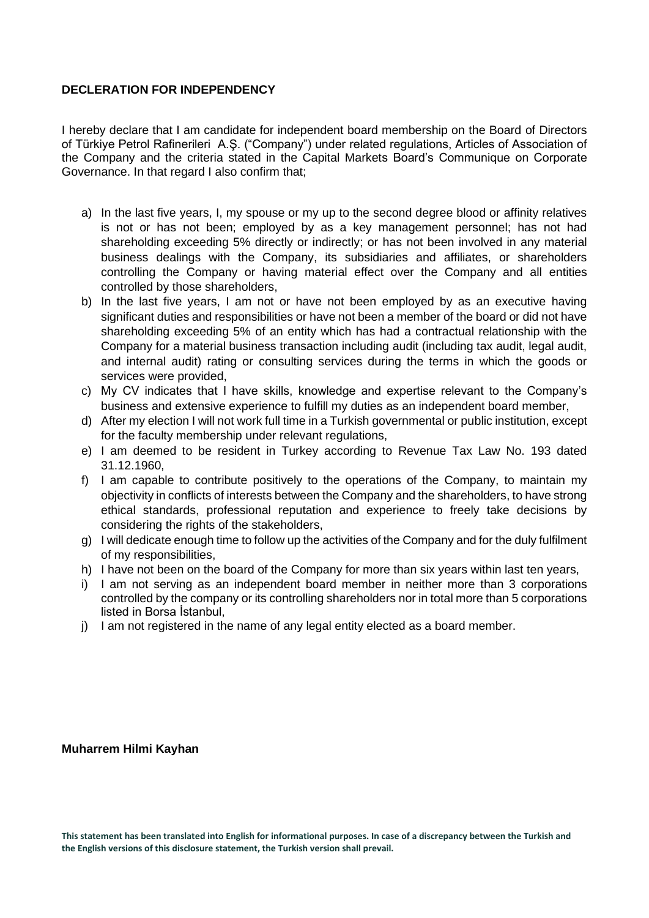**DECLERATION FOR INDEPENDENCY**

I hereby declare that I am candidate for independent board membership on the Board of Directors of Türkiye Petrol Rafinerileri A.Ş. ("Company") under related regulations, Articles of Association of the Company and the criteria stated in the Capital Markets Board's Communique on Corporate Governance. In that regard I also confirm that;

a) In the last five years, I, my spouse or my up to the second degree blood or affinity relatives is not or has not been; employed by as a key management personnel; has not had shareholding exceeding 5% directly or indirectly; or has not been involved in any material business dealings with the Company, its subsidiaries and affiliates, or shareholders controlling the Company or having material effect over the Company and all entities controlled by those shareholders,
b) In the last five years, I am not or have not been employed by as an executive having significant duties and responsibilities or have not been a member of the board or did not have shareholding exceeding 5% of an entity which has had a contractual relationship with the Company for a material business transaction including audit (including tax audit, legal audit, and internal audit) rating or consulting services during the terms in which the goods or services were provided,
c) My CV indicates that I have skills, knowledge and expertise relevant to the Company's business and extensive experience to fulfill my duties as an independent board member,
d) After my election I will not work full time in a Turkish governmental or public institution, except for the faculty membership under relevant regulations,
e) I am deemed to be resident in Turkey according to Revenue Tax Law No. 193 dated 31.12.1960,
f) I am capable to contribute positively to the operations of the Company, to maintain my objectivity in conflicts of interests between the Company and the shareholders, to have strong ethical standards, professional reputation and experience to freely take decisions by considering the rights of the stakeholders,
g) I will dedicate enough time to follow up the activities of the Company and for the duly fulfilment of my responsibilities,
h) I have not been on the board of the Company for more than six years within last ten years,
i) I am not serving as an independent board member in neither more than 3 corporations controlled by the company or its controlling shareholders nor in total more than 5 corporations listed in Borsa İstanbul,
j) I am not registered in the name of any legal entity elected as a board member.

**Muharrem Hilmi Kayhan**

**This statement has been translated into English for informational purposes. In case of a discrepancy between the Turkish and the English versions of this disclosure statement, the Turkish version shall prevail.**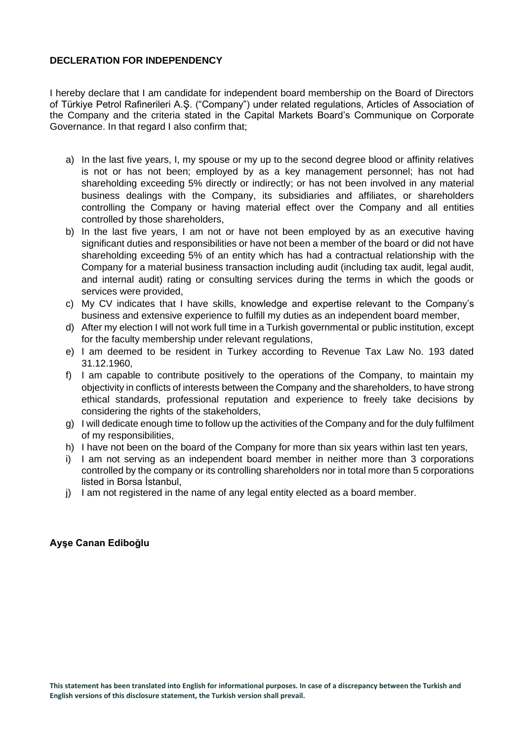**DECLERATION FOR INDEPENDENCY**

I hereby declare that I am candidate for independent board membership on the Board of Directors of Türkiye Petrol Rafinerileri A.Ş. ("Company") under related regulations, Articles of Association of the Company and the criteria stated in the Capital Markets Board's Communique on Corporate Governance. In that regard I also confirm that;

a) In the last five years, I, my spouse or my up to the second degree blood or affinity relatives is not or has not been; employed by as a key management personnel; has not had shareholding exceeding 5% directly or indirectly; or has not been involved in any material business dealings with the Company, its subsidiaries and affiliates, or shareholders controlling the Company or having material effect over the Company and all entities controlled by those shareholders,
b) In the last five years, I am not or have not been employed by as an executive having significant duties and responsibilities or have not been a member of the board or did not have shareholding exceeding 5% of an entity which has had a contractual relationship with the Company for a material business transaction including audit (including tax audit, legal audit, and internal audit) rating or consulting services during the terms in which the goods or services were provided,
c) My CV indicates that I have skills, knowledge and expertise relevant to the Company's business and extensive experience to fulfill my duties as an independent board member,
d) After my election I will not work full time in a Turkish governmental or public institution, except for the faculty membership under relevant regulations,
e) I am deemed to be resident in Turkey according to Revenue Tax Law No. 193 dated 31.12.1960,
f) I am capable to contribute positively to the operations of the Company, to maintain my objectivity in conflicts of interests between the Company and the shareholders, to have strong ethical standards, professional reputation and experience to freely take decisions by considering the rights of the stakeholders,
g) I will dedicate enough time to follow up the activities of the Company and for the duly fulfilment of my responsibilities,
h) I have not been on the board of the Company for more than six years within last ten years,
i) I am not serving as an independent board member in neither more than 3 corporations controlled by the company or its controlling shareholders nor in total more than 5 corporations listed in Borsa İstanbul,
j) I am not registered in the name of any legal entity elected as a board member.

**Ayşe Canan Ediboğlu**

**This statement has been translated into English for informational purposes. In case of a discrepancy between the Turkish and English versions of this disclosure statement, the Turkish version shall prevail.**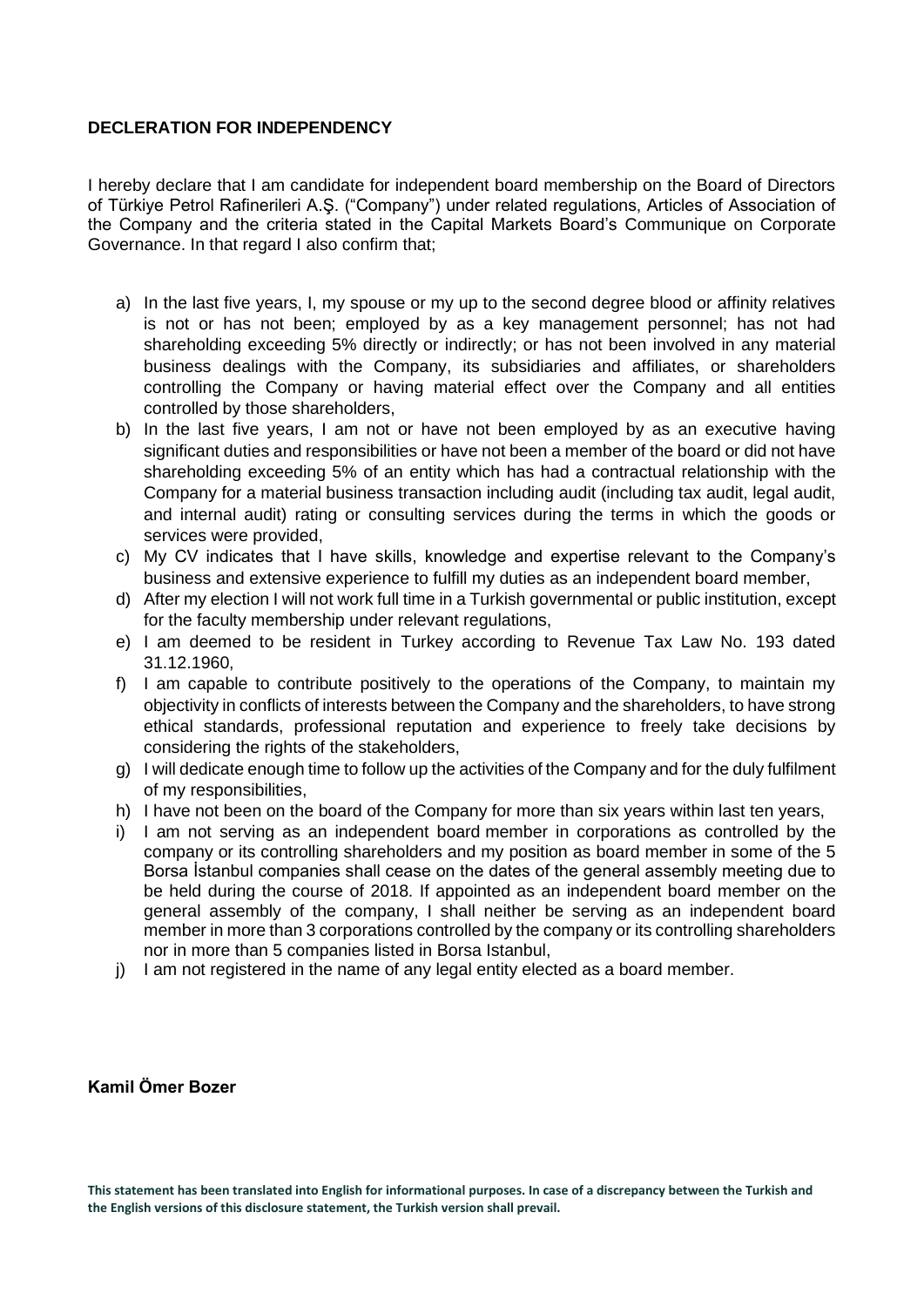**DECLERATION FOR INDEPENDENCY**

I hereby declare that I am candidate for independent board membership on the Board of Directors of Türkiye Petrol Rafinerileri A.Ş. ("Company") under related regulations, Articles of Association of the Company and the criteria stated in the Capital Markets Board's Communique on Corporate Governance. In that regard I also confirm that;

a) In the last five years, I, my spouse or my up to the second degree blood or affinity relatives is not or has not been; employed by as a key management personnel; has not had shareholding exceeding 5% directly or indirectly; or has not been involved in any material business dealings with the Company, its subsidiaries and affiliates, or shareholders controlling the Company or having material effect over the Company and all entities controlled by those shareholders,
b) In the last five years, I am not or have not been employed by as an executive having significant duties and responsibilities or have not been a member of the board or did not have shareholding exceeding 5% of an entity which has had a contractual relationship with the Company for a material business transaction including audit (including tax audit, legal audit, and internal audit) rating or consulting services during the terms in which the goods or services were provided,
c) My CV indicates that I have skills, knowledge and expertise relevant to the Company's business and extensive experience to fulfill my duties as an independent board member,
d) After my election I will not work full time in a Turkish governmental or public institution, except for the faculty membership under relevant regulations,
e) I am deemed to be resident in Turkey according to Revenue Tax Law No. 193 dated 31.12.1960,
f) I am capable to contribute positively to the operations of the Company, to maintain my objectivity in conflicts of interests between the Company and the shareholders, to have strong ethical standards, professional reputation and experience to freely take decisions by considering the rights of the stakeholders,
g) I will dedicate enough time to follow up the activities of the Company and for the duly fulfilment of my responsibilities,
h) I have not been on the board of the Company for more than six years within last ten years,
i) I am not serving as an independent board member in corporations as controlled by the company or its controlling shareholders and my position as board member in some of the 5 Borsa İstanbul companies shall cease on the dates of the general assembly meeting due to be held during the course of 2018. If appointed as an independent board member on the general assembly of the company, I shall neither be serving as an independent board member in more than 3 corporations controlled by the company or its controlling shareholders nor in more than 5 companies listed in Borsa Istanbul,
j) I am not registered in the name of any legal entity elected as a board member.

**Kamil Ömer Bozer**

**This statement has been translated into English for informational purposes. In case of a discrepancy between the Turkish and the English versions of this disclosure statement, the Turkish version shall prevail.**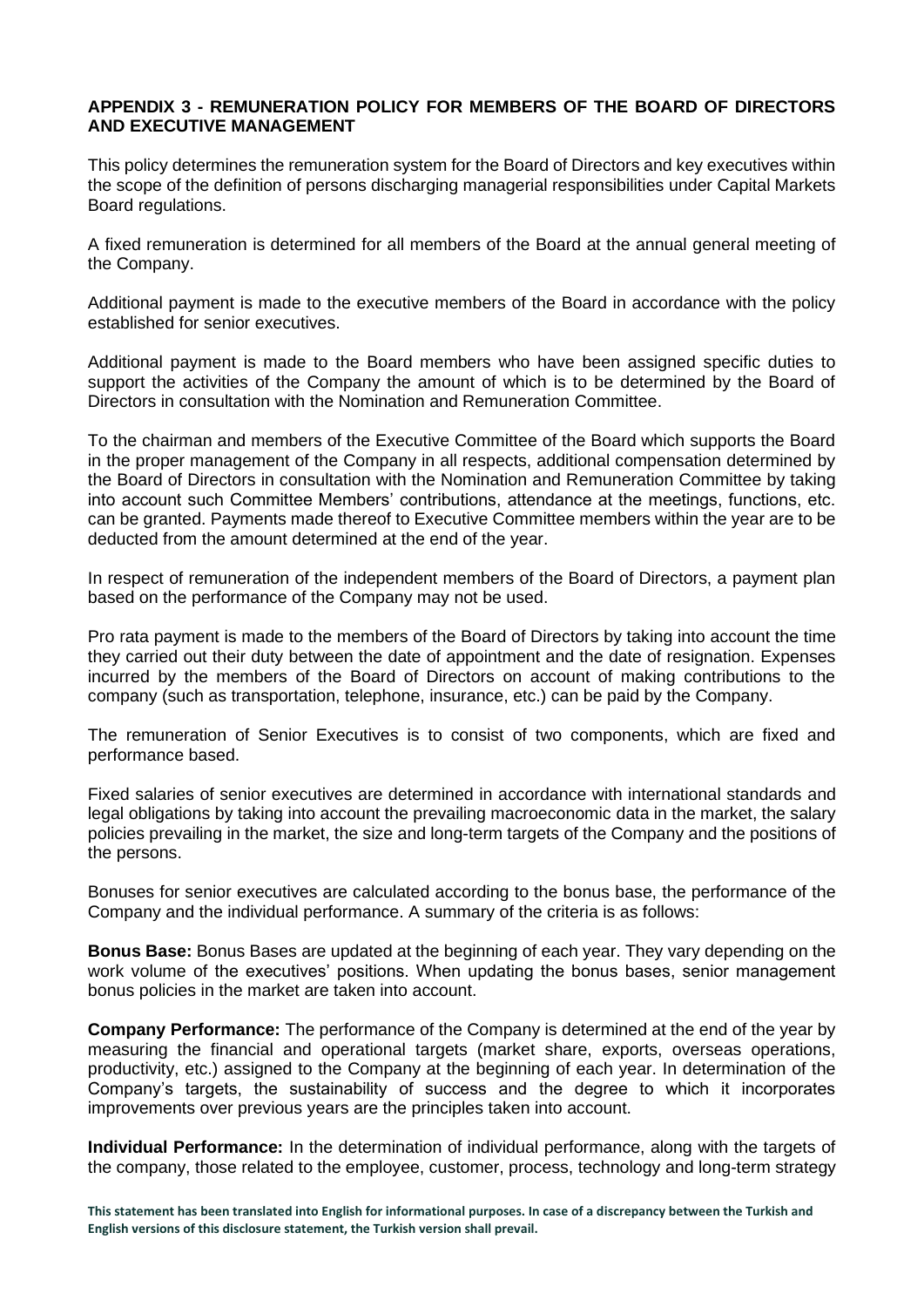### APPENDIX 3 - REMUNERATION POLICY FOR MEMBERS OF THE BOARD OF DIRECTORS AND EXECUTIVE MANAGEMENT

This policy determines the remuneration system for the Board of Directors and key executives within the scope of the definition of persons discharging managerial responsibilities under Capital Markets Board regulations.

A fixed remuneration is determined for all members of the Board at the annual general meeting of the Company.

Additional payment is made to the executive members of the Board in accordance with the policy established for senior executives.

Additional payment is made to the Board members who have been assigned specific duties to support the activities of the Company the amount of which is to be determined by the Board of Directors in consultation with the Nomination and Remuneration Committee.

To the chairman and members of the Executive Committee of the Board which supports the Board in the proper management of the Company in all respects, additional compensation determined by the Board of Directors in consultation with the Nomination and Remuneration Committee by taking into account such Committee Members' contributions, attendance at the meetings, functions, etc. can be granted. Payments made thereof to Executive Committee members within the year are to be deducted from the amount determined at the end of the year.

In respect of remuneration of the independent members of the Board of Directors, a payment plan based on the performance of the Company may not be used.

Pro rata payment is made to the members of the Board of Directors by taking into account the time they carried out their duty between the date of appointment and the date of resignation. Expenses incurred by the members of the Board of Directors on account of making contributions to the company (such as transportation, telephone, insurance, etc.) can be paid by the Company.

The remuneration of Senior Executives is to consist of two components, which are fixed and performance based.

Fixed salaries of senior executives are determined in accordance with international standards and legal obligations by taking into account the prevailing macroeconomic data in the market, the salary policies prevailing in the market, the size and long-term targets of the Company and the positions of the persons.

Bonuses for senior executives are calculated according to the bonus base, the performance of the Company and the individual performance. A summary of the criteria is as follows:

**Bonus Base:** Bonus Bases are updated at the beginning of each year. They vary depending on the work volume of the executives' positions. When updating the bonus bases, senior management bonus policies in the market are taken into account.

**Company Performance:** The performance of the Company is determined at the end of the year by measuring the financial and operational targets (market share, exports, overseas operations, productivity, etc.) assigned to the Company at the beginning of each year. In determination of the Company's targets, the sustainability of success and the degree to which it incorporates improvements over previous years are the principles taken into account.

**Individual Performance:** In the determination of individual performance, along with the targets of the company, those related to the employee, customer, process, technology and long-term strategy

**This statement has been translated into English for informational purposes. In case of a discrepancy between the Turkish and English versions of this disclosure statement, the Turkish version shall prevail.**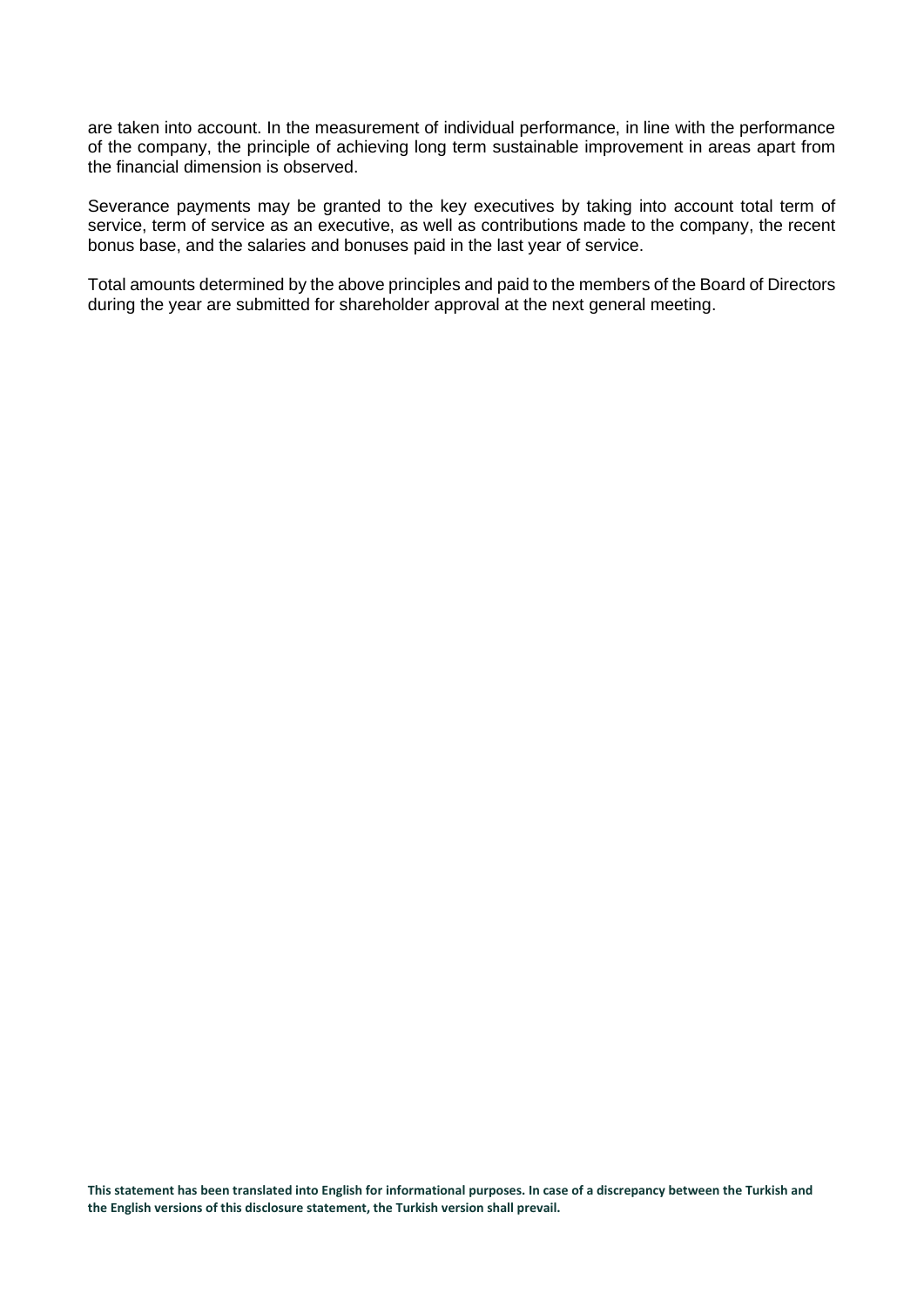are taken into account. In the measurement of individual performance, in line with the performance of the company, the principle of achieving long term sustainable improvement in areas apart from the financial dimension is observed.

Severance payments may be granted to the key executives by taking into account total term of service, term of service as an executive, as well as contributions made to the company, the recent bonus base, and the salaries and bonuses paid in the last year of service.

Total amounts determined by the above principles and paid to the members of the Board of Directors during the year are submitted for shareholder approval at the next general meeting.